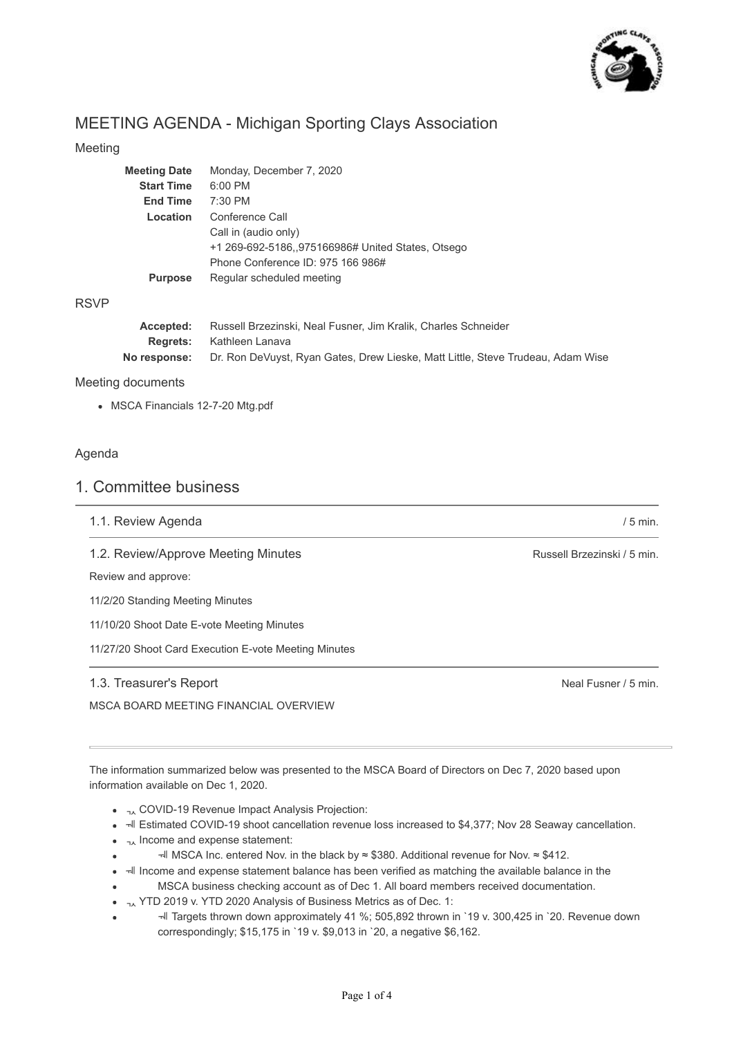# MEETING AGENDA - Michigan Sporting Clays Association

## Meeting

| | |
|---|---|
| **Meeting Date** | Monday, December 7, 2020 |
| **Start Time** | 6:00 PM |
| **End Time** | 7:30 PM |
| **Location** | Conference Call<br>Call in (audio only)<br>+1 269-692-5186,,975166986# United States, Otsego<br>Phone Conference ID: 975 166 986# |
| **Purpose** | Regular scheduled meeting |

## RSVP

| | |
|---|---|
| **Accepted:** | Russell Brzezinski, Neal Fusner, Jim Kralik, Charles Schneider |
| **Regrets:** | Kathleen Lanava |
| **No response:** | Dr. Ron DeVuyst, Ryan Gates, Drew Lieske, Matt Little, Steve Trudeau, Adam Wise |

## Meeting documents

- MSCA Financials 12-7-20 Mtg.pdf

## Agenda

# 1. Committee business

### 1.1. Review Agenda

/ 5 min.

### 1.2. Review/Approve Meeting Minutes

Russell Brzezinski / 5 min.

Review and approve:

11/2/20 Standing Meeting Minutes

11/10/20 Shoot Date E-vote Meeting Minutes

11/27/20 Shoot Card Execution E-vote Meeting Minutes

### 1.3. Treasurer's Report

Neal Fusner / 5 min.

MSCA BOARD MEETING FINANCIAL OVERVIEW

---

The information summarized below was presented to the MSCA Board of Directors on Dec 7, 2020 based upon information available on Dec 1, 2020.

- ¬ COVID-19 Revenue Impact Analysis Projection:
- ⊣ Estimated COVID-19 shoot cancellation revenue loss increased to $4,377; Nov 28 Seaway cancellation.
- ¬ Income and expense statement:
  - ⊣ MSCA Inc. entered Nov. in the black by ≈ $380. Additional revenue for Nov. ≈ $412.
- ⊣ Income and expense statement balance has been verified as matching the available balance in the
  - MSCA business checking account as of Dec 1. All board members received documentation.
- ¬ YTD 2019 v. YTD 2020 Analysis of Business Metrics as of Dec. 1:
  - ⊣ Targets thrown down approximately 41 %; 505,892 thrown in `19 v. 300,425 in `20. Revenue down correspondingly; $15,175 in `19 v. $9,013 in `20, a negative $6,162.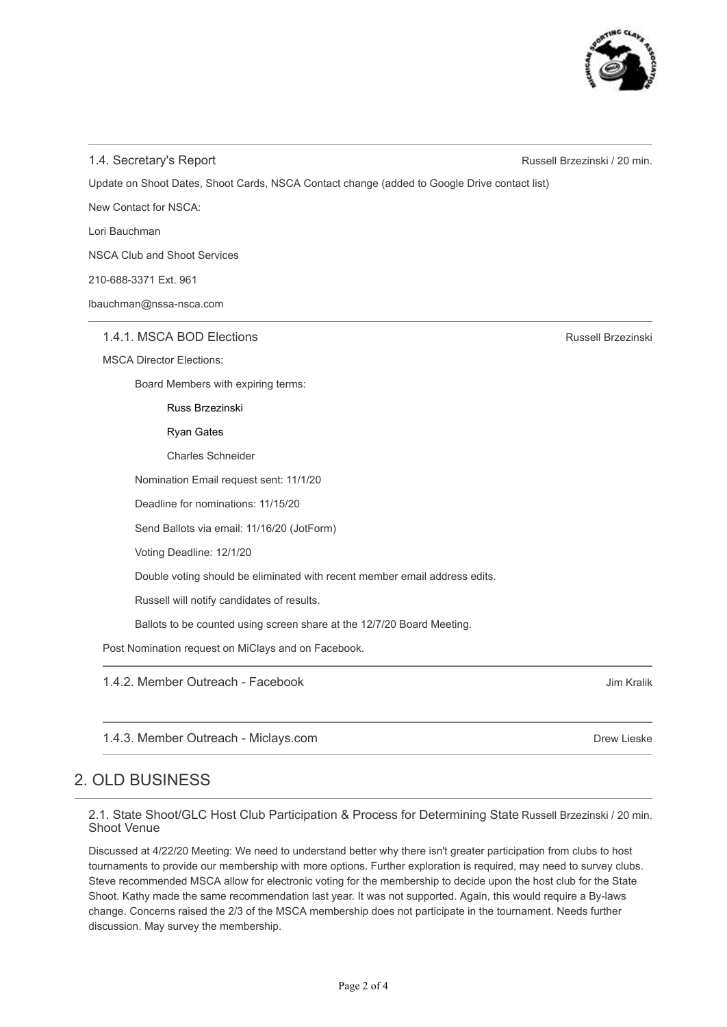### 1.4. Secretary's Report

Russell Brzezinski / 20 min.

Update on Shoot Dates, Shoot Cards, NSCA Contact change (added to Google Drive contact list)

New Contact for NSCA:

Lori Bauchman

NSCA Club and Shoot Services

210-688-3371 Ext. 961

lbauchman@nssa-nsca.com

#### 1.4.1. MSCA BOD Elections

Russell Brzezinski

MSCA Director Elections:

Board Members with expiring terms:

- Russ Brzezinski
- Ryan Gates
- Charles Schneider

Nomination Email request sent: 11/1/20

Deadline for nominations: 11/15/20

Send Ballots via email: 11/16/20 (JotForm)

Voting Deadline: 12/1/20

Double voting should be eliminated with recent member email address edits.

Russell will notify candidates of results.

Ballots to be counted using screen share at the 12/7/20 Board Meeting.

Post Nomination request on MiClays and on Facebook.

#### 1.4.2. Member Outreach - Facebook

Jim Kralik

#### 1.4.3. Member Outreach - Miclays.com

Drew Lieske

## 2. OLD BUSINESS

### 2.1. State Shoot/GLC Host Club Participation & Process for Determining State Shoot Venue

Russell Brzezinski / 20 min.

Discussed at 4/22/20 Meeting: We need to understand better why there isn't greater participation from clubs to host tournaments to provide our membership with more options. Further exploration is required, may need to survey clubs. Steve recommended MSCA allow for electronic voting for the membership to decide upon the host club for the State Shoot. Kathy made the same recommendation last year. It was not supported. Again, this would require a By-laws change. Concerns raised the 2/3 of the MSCA membership does not participate in the tournament. Needs further discussion. May survey the membership.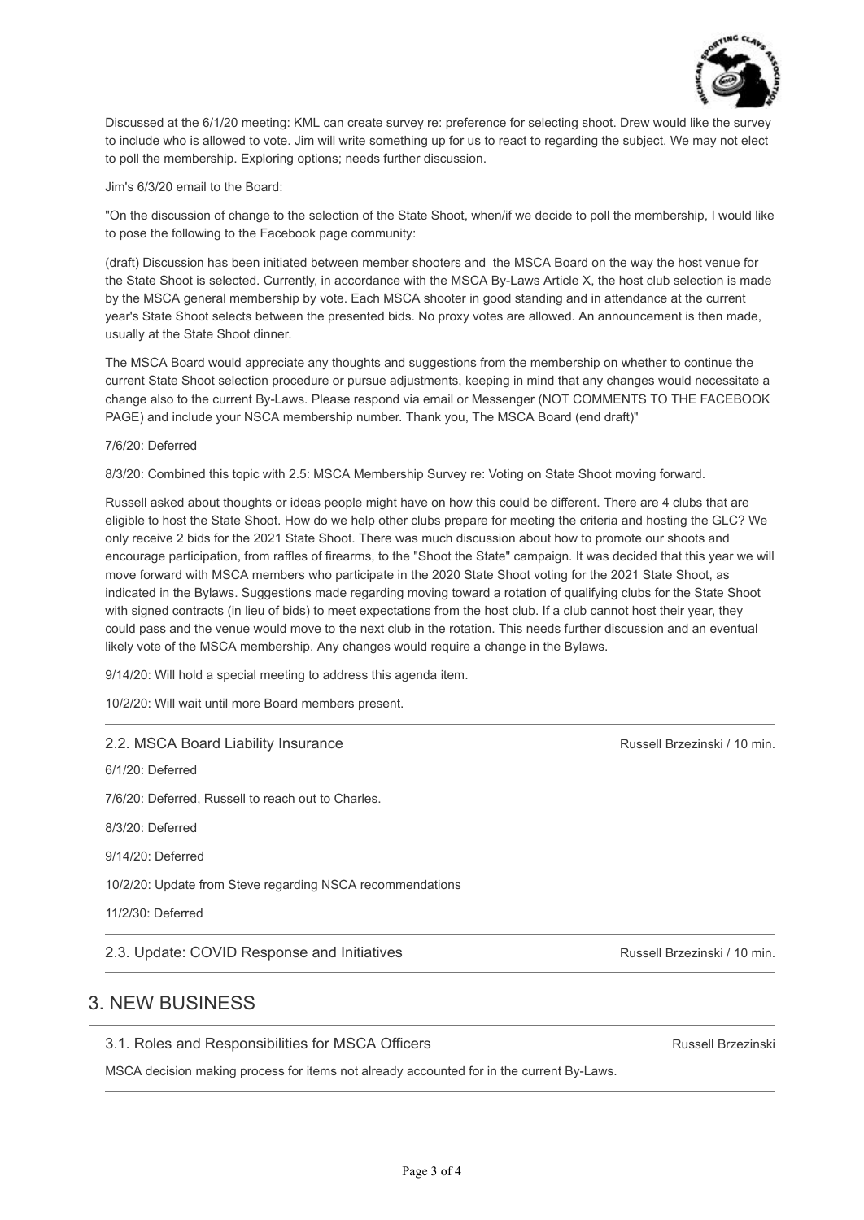Discussed at the 6/1/20 meeting: KML can create survey re: preference for selecting shoot. Drew would like the survey to include who is allowed to vote. Jim will write something up for us to react to regarding the subject. We may not elect to poll the membership. Exploring options; needs further discussion.

Jim's 6/3/20 email to the Board:

"On the discussion of change to the selection of the State Shoot, when/if we decide to poll the membership, I would like to pose the following to the Facebook page community:

(draft) Discussion has been initiated between member shooters and the MSCA Board on the way the host venue for the State Shoot is selected. Currently, in accordance with the MSCA By-Laws Article X, the host club selection is made by the MSCA general membership by vote. Each MSCA shooter in good standing and in attendance at the current year's State Shoot selects between the presented bids. No proxy votes are allowed. An announcement is then made, usually at the State Shoot dinner.

The MSCA Board would appreciate any thoughts and suggestions from the membership on whether to continue the current State Shoot selection procedure or pursue adjustments, keeping in mind that any changes would necessitate a change also to the current By-Laws. Please respond via email or Messenger (NOT COMMENTS TO THE FACEBOOK PAGE) and include your NSCA membership number. Thank you, The MSCA Board (end draft)"

7/6/20: Deferred

8/3/20: Combined this topic with 2.5: MSCA Membership Survey re: Voting on State Shoot moving forward.

Russell asked about thoughts or ideas people might have on how this could be different. There are 4 clubs that are eligible to host the State Shoot. How do we help other clubs prepare for meeting the criteria and hosting the GLC? We only receive 2 bids for the 2021 State Shoot. There was much discussion about how to promote our shoots and encourage participation, from raffles of firearms, to the "Shoot the State" campaign. It was decided that this year we will move forward with MSCA members who participate in the 2020 State Shoot voting for the 2021 State Shoot, as indicated in the Bylaws. Suggestions made regarding moving toward a rotation of qualifying clubs for the State Shoot with signed contracts (in lieu of bids) to meet expectations from the host club. If a club cannot host their year, they could pass and the venue would move to the next club in the rotation. This needs further discussion and an eventual likely vote of the MSCA membership. Any changes would require a change in the Bylaws.

9/14/20: Will hold a special meeting to address this agenda item.

10/2/20: Will wait until more Board members present.

---

### 2.2. MSCA Board Liability Insurance

Russell Brzezinski / 10 min.

6/1/20: Deferred

7/6/20: Deferred, Russell to reach out to Charles.

8/3/20: Deferred

9/14/20: Deferred

10/2/20: Update from Steve regarding NSCA recommendations

11/2/30: Deferred

---

### 2.3. Update: COVID Response and Initiatives

Russell Brzezinski / 10 min.

---

## 3. NEW BUSINESS

### 3.1. Roles and Responsibilities for MSCA Officers

Russell Brzezinski

MSCA decision making process for items not already accounted for in the current By-Laws.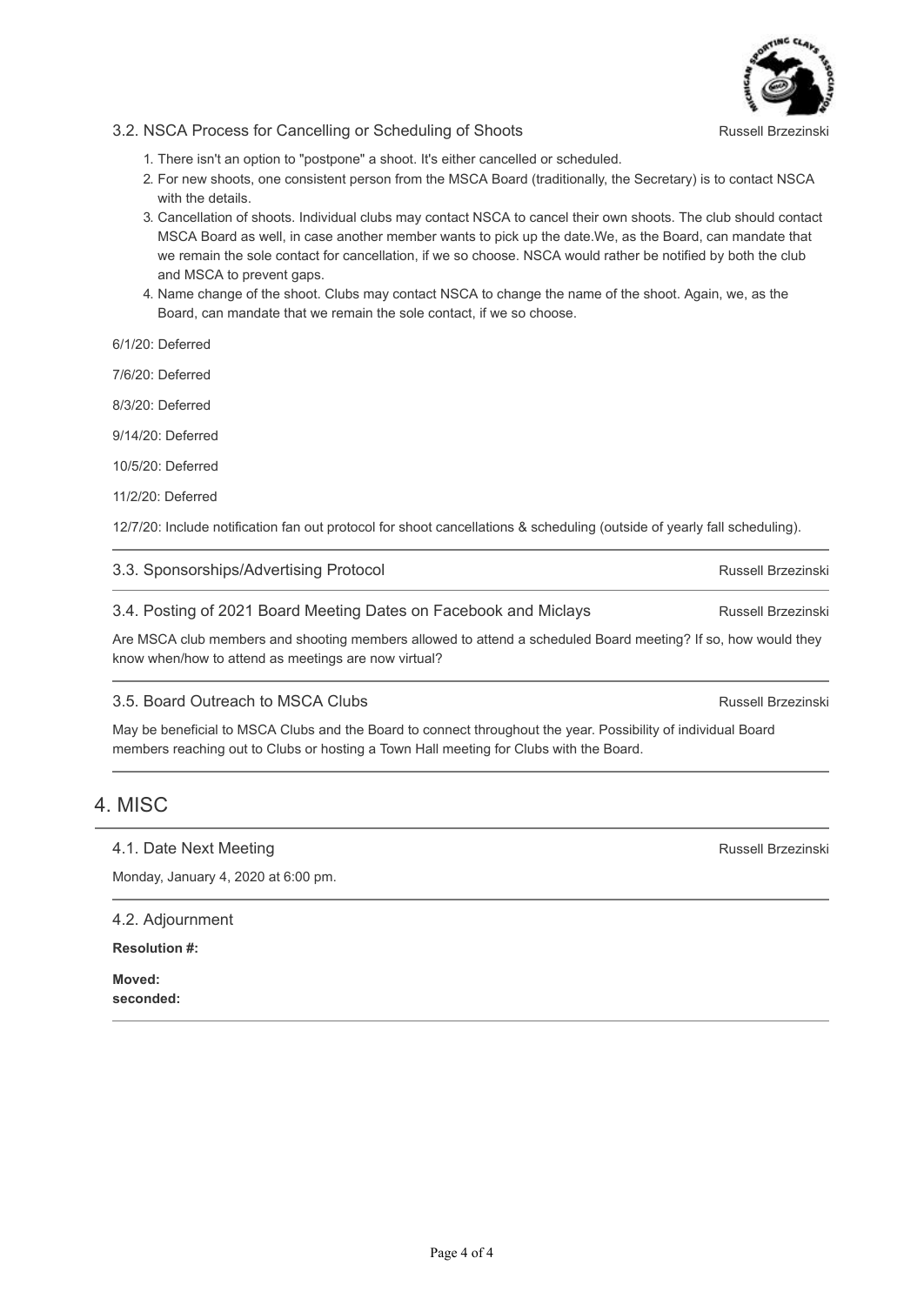### 3.2. NSCA Process for Cancelling or Scheduling of Shoots

Russell Brzezinski

1. There isn't an option to "postpone" a shoot. It's either cancelled or scheduled.
2. For new shoots, one consistent person from the MSCA Board (traditionally, the Secretary) is to contact NSCA with the details.
3. Cancellation of shoots. Individual clubs may contact NSCA to cancel their own shoots. The club should contact MSCA Board as well, in case another member wants to pick up the date.We, as the Board, can mandate that we remain the sole contact for cancellation, if we so choose. NSCA would rather be notified by both the club and MSCA to prevent gaps.
4. Name change of the shoot. Clubs may contact NSCA to change the name of the shoot. Again, we, as the Board, can mandate that we remain the sole contact, if we so choose.

6/1/20: Deferred

7/6/20: Deferred

8/3/20: Deferred

9/14/20: Deferred

10/5/20: Deferred

11/2/20: Deferred

12/7/20: Include notification fan out protocol for shoot cancellations & scheduling (outside of yearly fall scheduling).

### 3.3. Sponsorships/Advertising Protocol

Russell Brzezinski

### 3.4. Posting of 2021 Board Meeting Dates on Facebook and Miclays

Russell Brzezinski

Are MSCA club members and shooting members allowed to attend a scheduled Board meeting? If so, how would they know when/how to attend as meetings are now virtual?

### 3.5. Board Outreach to MSCA Clubs

Russell Brzezinski

May be beneficial to MSCA Clubs and the Board to connect throughout the year. Possibility of individual Board members reaching out to Clubs or hosting a Town Hall meeting for Clubs with the Board.

## 4. MISC

### 4.1. Date Next Meeting

Russell Brzezinski

Monday, January 4, 2020 at 6:00 pm.

### 4.2. Adjournment

**Resolution #:**

**Moved:**
**seconded:**